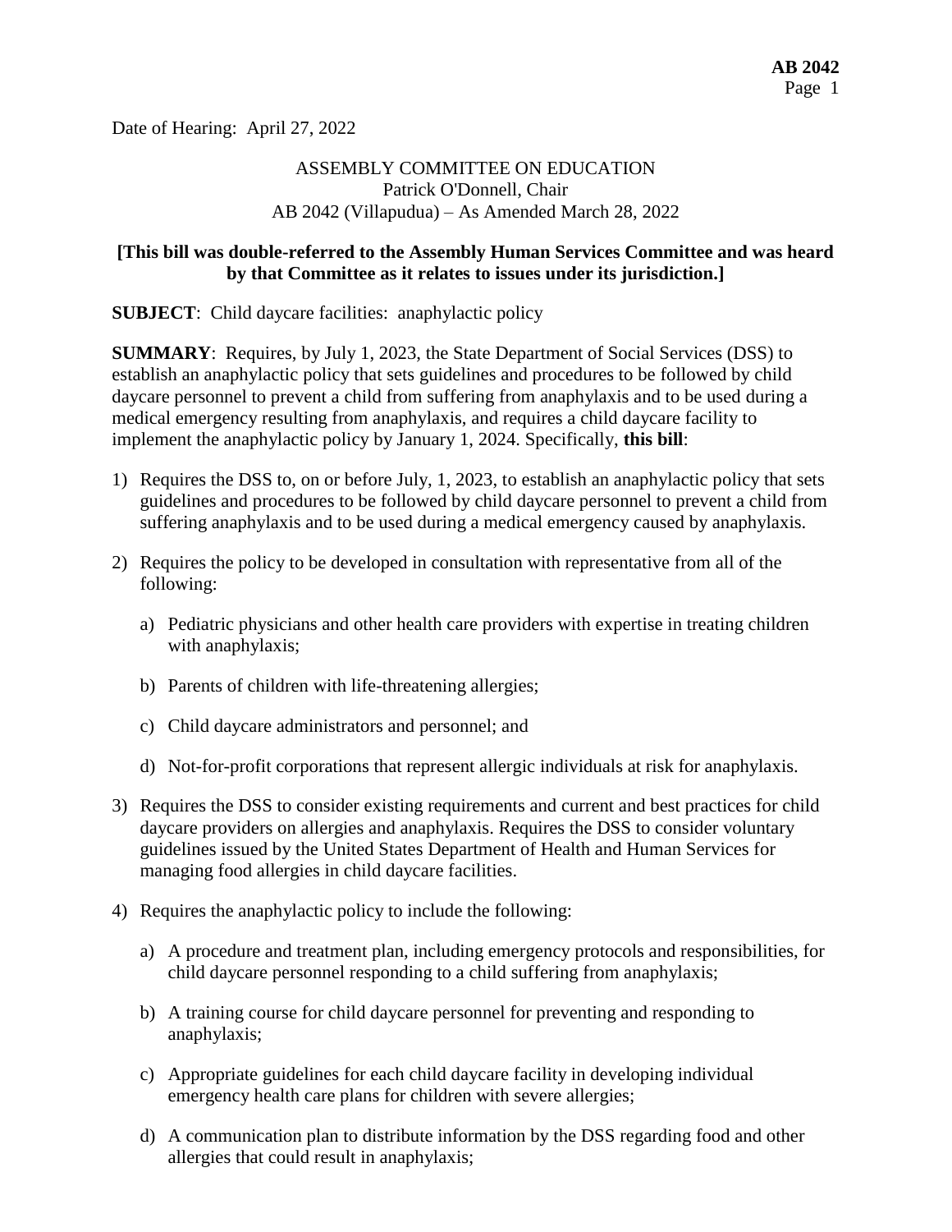Date of Hearing: April 27, 2022

ASSEMBLY COMMITTEE ON EDUCATION
Patrick O'Donnell, Chair
AB 2042 (Villapudua) – As Amended March 28, 2022

**[This bill was double-referred to the Assembly Human Services Committee and was heard by that Committee as it relates to issues under its jurisdiction.]**

**SUBJECT**: Child daycare facilities: anaphylactic policy

**SUMMARY**: Requires, by July 1, 2023, the State Department of Social Services (DSS) to establish an anaphylactic policy that sets guidelines and procedures to be followed by child daycare personnel to prevent a child from suffering from anaphylaxis and to be used during a medical emergency resulting from anaphylaxis, and requires a child daycare facility to implement the anaphylactic policy by January 1, 2024. Specifically, **this bill**:

1) Requires the DSS to, on or before July, 1, 2023, to establish an anaphylactic policy that sets guidelines and procedures to be followed by child daycare personnel to prevent a child from suffering anaphylaxis and to be used during a medical emergency caused by anaphylaxis.

2) Requires the policy to be developed in consultation with representative from all of the following:

   a) Pediatric physicians and other health care providers with expertise in treating children with anaphylaxis;

   b) Parents of children with life-threatening allergies;

   c) Child daycare administrators and personnel; and

   d) Not-for-profit corporations that represent allergic individuals at risk for anaphylaxis.

3) Requires the DSS to consider existing requirements and current and best practices for child daycare providers on allergies and anaphylaxis. Requires the DSS to consider voluntary guidelines issued by the United States Department of Health and Human Services for managing food allergies in child daycare facilities.

4) Requires the anaphylactic policy to include the following:

   a) A procedure and treatment plan, including emergency protocols and responsibilities, for child daycare personnel responding to a child suffering from anaphylaxis;

   b) A training course for child daycare personnel for preventing and responding to anaphylaxis;

   c) Appropriate guidelines for each child daycare facility in developing individual emergency health care plans for children with severe allergies;

   d) A communication plan to distribute information by the DSS regarding food and other allergies that could result in anaphylaxis;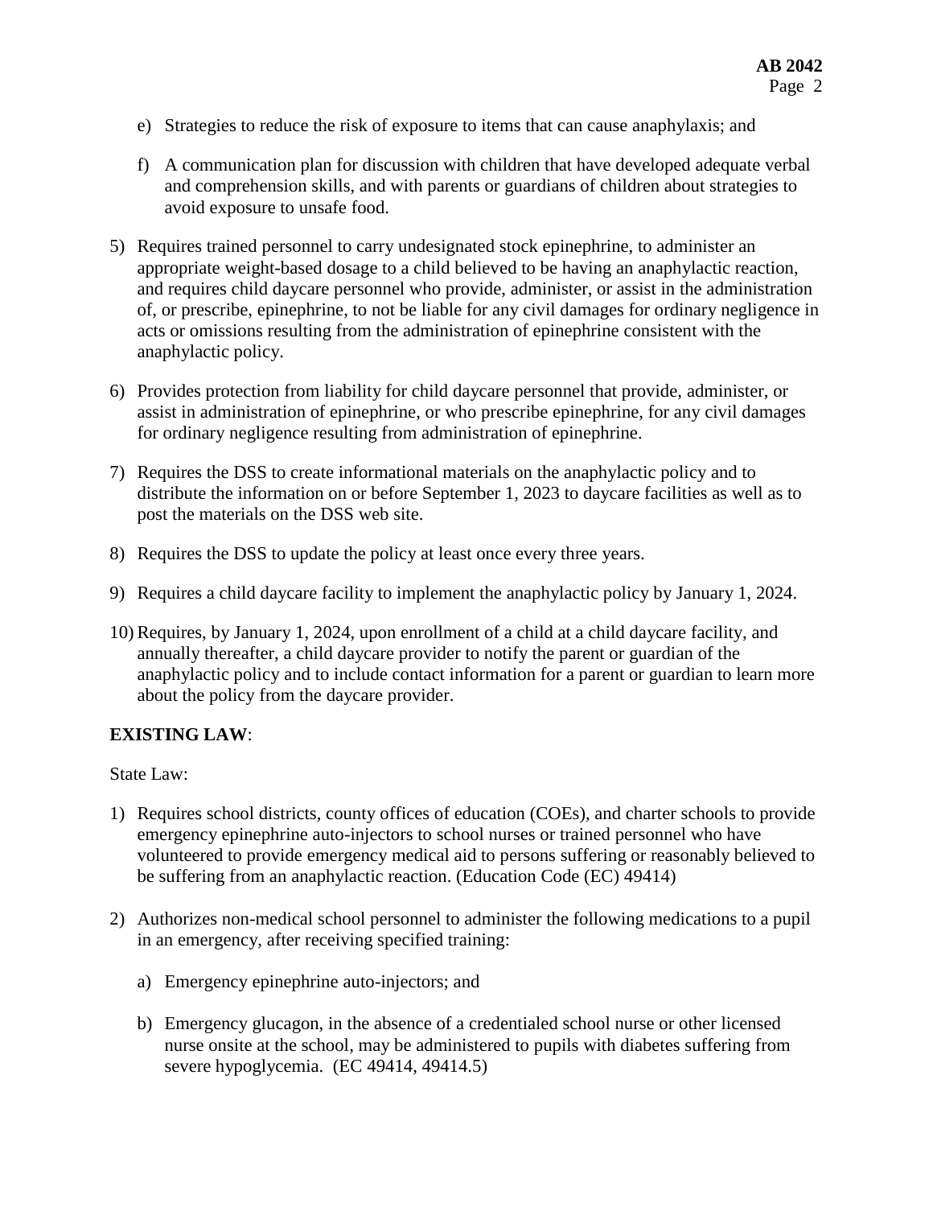e) Strategies to reduce the risk of exposure to items that can cause anaphylaxis; and

   f) A communication plan for discussion with children that have developed adequate verbal and comprehension skills, and with parents or guardians of children about strategies to avoid exposure to unsafe food.

5) Requires trained personnel to carry undesignated stock epinephrine, to administer an appropriate weight-based dosage to a child believed to be having an anaphylactic reaction, and requires child daycare personnel who provide, administer, or assist in the administration of, or prescribe, epinephrine, to not be liable for any civil damages for ordinary negligence in acts or omissions resulting from the administration of epinephrine consistent with the anaphylactic policy.

6) Provides protection from liability for child daycare personnel that provide, administer, or assist in administration of epinephrine, or who prescribe epinephrine, for any civil damages for ordinary negligence resulting from administration of epinephrine.

7) Requires the DSS to create informational materials on the anaphylactic policy and to distribute the information on or before September 1, 2023 to daycare facilities as well as to post the materials on the DSS web site.

8) Requires the DSS to update the policy at least once every three years.

9) Requires a child daycare facility to implement the anaphylactic policy by January 1, 2024.

10) Requires, by January 1, 2024, upon enrollment of a child at a child daycare facility, and annually thereafter, a child daycare provider to notify the parent or guardian of the anaphylactic policy and to include contact information for a parent or guardian to learn more about the policy from the daycare provider.

**EXISTING LAW**:

State Law:

1) Requires school districts, county offices of education (COEs), and charter schools to provide emergency epinephrine auto-injectors to school nurses or trained personnel who have volunteered to provide emergency medical aid to persons suffering or reasonably believed to be suffering from an anaphylactic reaction. (Education Code (EC) 49414)

2) Authorizes non-medical school personnel to administer the following medications to a pupil in an emergency, after receiving specified training:

   a) Emergency epinephrine auto-injectors; and

   b) Emergency glucagon, in the absence of a credentialed school nurse or other licensed nurse onsite at the school, may be administered to pupils with diabetes suffering from severe hypoglycemia. (EC 49414, 49414.5)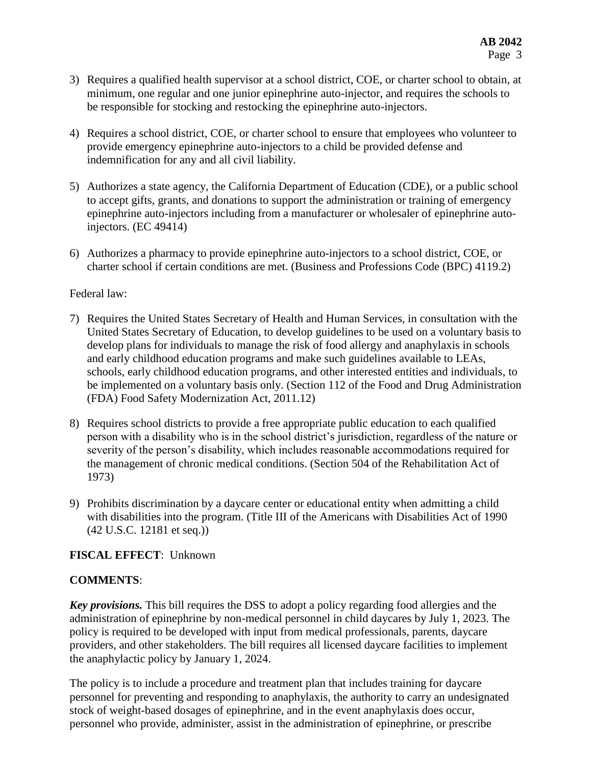3) Requires a qualified health supervisor at a school district, COE, or charter school to obtain, at minimum, one regular and one junior epinephrine auto-injector, and requires the schools to be responsible for stocking and restocking the epinephrine auto-injectors.

4) Requires a school district, COE, or charter school to ensure that employees who volunteer to provide emergency epinephrine auto-injectors to a child be provided defense and indemnification for any and all civil liability.

5) Authorizes a state agency, the California Department of Education (CDE), or a public school to accept gifts, grants, and donations to support the administration or training of emergency epinephrine auto-injectors including from a manufacturer or wholesaler of epinephrine auto-injectors. (EC 49414)

6) Authorizes a pharmacy to provide epinephrine auto-injectors to a school district, COE, or charter school if certain conditions are met. (Business and Professions Code (BPC) 4119.2)

Federal law:

7) Requires the United States Secretary of Health and Human Services, in consultation with the United States Secretary of Education, to develop guidelines to be used on a voluntary basis to develop plans for individuals to manage the risk of food allergy and anaphylaxis in schools and early childhood education programs and make such guidelines available to LEAs, schools, early childhood education programs, and other interested entities and individuals, to be implemented on a voluntary basis only. (Section 112 of the Food and Drug Administration (FDA) Food Safety Modernization Act, 2011.12)

8) Requires school districts to provide a free appropriate public education to each qualified person with a disability who is in the school district's jurisdiction, regardless of the nature or severity of the person's disability, which includes reasonable accommodations required for the management of chronic medical conditions. (Section 504 of the Rehabilitation Act of 1973)

9) Prohibits discrimination by a daycare center or educational entity when admitting a child with disabilities into the program. (Title III of the Americans with Disabilities Act of 1990 (42 U.S.C. 12181 et seq.))

**FISCAL EFFECT**: Unknown

**COMMENTS**:

***Key provisions.*** This bill requires the DSS to adopt a policy regarding food allergies and the administration of epinephrine by non-medical personnel in child daycares by July 1, 2023. The policy is required to be developed with input from medical professionals, parents, daycare providers, and other stakeholders. The bill requires all licensed daycare facilities to implement the anaphylactic policy by January 1, 2024.

The policy is to include a procedure and treatment plan that includes training for daycare personnel for preventing and responding to anaphylaxis, the authority to carry an undesignated stock of weight-based dosages of epinephrine, and in the event anaphylaxis does occur, personnel who provide, administer, assist in the administration of epinephrine, or prescribe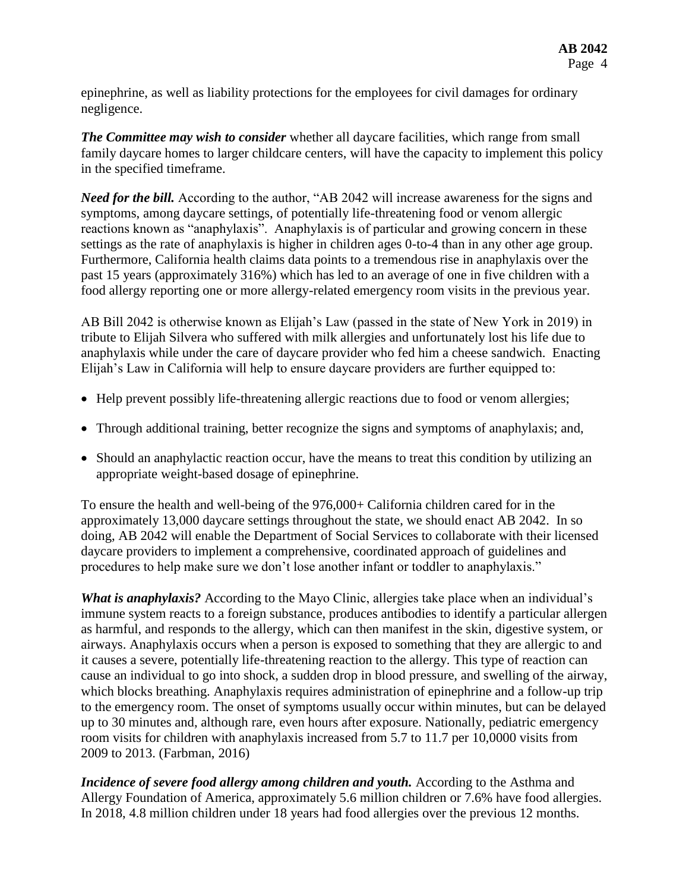epinephrine, as well as liability protections for the employees for civil damages for ordinary negligence.

***The Committee may wish to consider*** whether all daycare facilities, which range from small family daycare homes to larger childcare centers, will have the capacity to implement this policy in the specified timeframe.

***Need for the bill.*** According to the author, "AB 2042 will increase awareness for the signs and symptoms, among daycare settings, of potentially life-threatening food or venom allergic reactions known as "anaphylaxis". Anaphylaxis is of particular and growing concern in these settings as the rate of anaphylaxis is higher in children ages 0-to-4 than in any other age group. Furthermore, California health claims data points to a tremendous rise in anaphylaxis over the past 15 years (approximately 316%) which has led to an average of one in five children with a food allergy reporting one or more allergy-related emergency room visits in the previous year.

AB Bill 2042 is otherwise known as Elijah's Law (passed in the state of New York in 2019) in tribute to Elijah Silvera who suffered with milk allergies and unfortunately lost his life due to anaphylaxis while under the care of daycare provider who fed him a cheese sandwich. Enacting Elijah's Law in California will help to ensure daycare providers are further equipped to:

- Help prevent possibly life-threatening allergic reactions due to food or venom allergies;
- Through additional training, better recognize the signs and symptoms of anaphylaxis; and,
- Should an anaphylactic reaction occur, have the means to treat this condition by utilizing an appropriate weight-based dosage of epinephrine.

To ensure the health and well-being of the 976,000+ California children cared for in the approximately 13,000 daycare settings throughout the state, we should enact AB 2042. In so doing, AB 2042 will enable the Department of Social Services to collaborate with their licensed daycare providers to implement a comprehensive, coordinated approach of guidelines and procedures to help make sure we don't lose another infant or toddler to anaphylaxis."

***What is anaphylaxis?*** According to the Mayo Clinic, allergies take place when an individual's immune system reacts to a foreign substance, produces antibodies to identify a particular allergen as harmful, and responds to the allergy, which can then manifest in the skin, digestive system, or airways. Anaphylaxis occurs when a person is exposed to something that they are allergic to and it causes a severe, potentially life-threatening reaction to the allergy. This type of reaction can cause an individual to go into shock, a sudden drop in blood pressure, and swelling of the airway, which blocks breathing. Anaphylaxis requires administration of epinephrine and a follow-up trip to the emergency room. The onset of symptoms usually occur within minutes, but can be delayed up to 30 minutes and, although rare, even hours after exposure. Nationally, pediatric emergency room visits for children with anaphylaxis increased from 5.7 to 11.7 per 10,0000 visits from 2009 to 2013. (Farbman, 2016)

***Incidence of severe food allergy among children and youth.*** According to the Asthma and Allergy Foundation of America, approximately 5.6 million children or 7.6% have food allergies. In 2018, 4.8 million children under 18 years had food allergies over the previous 12 months.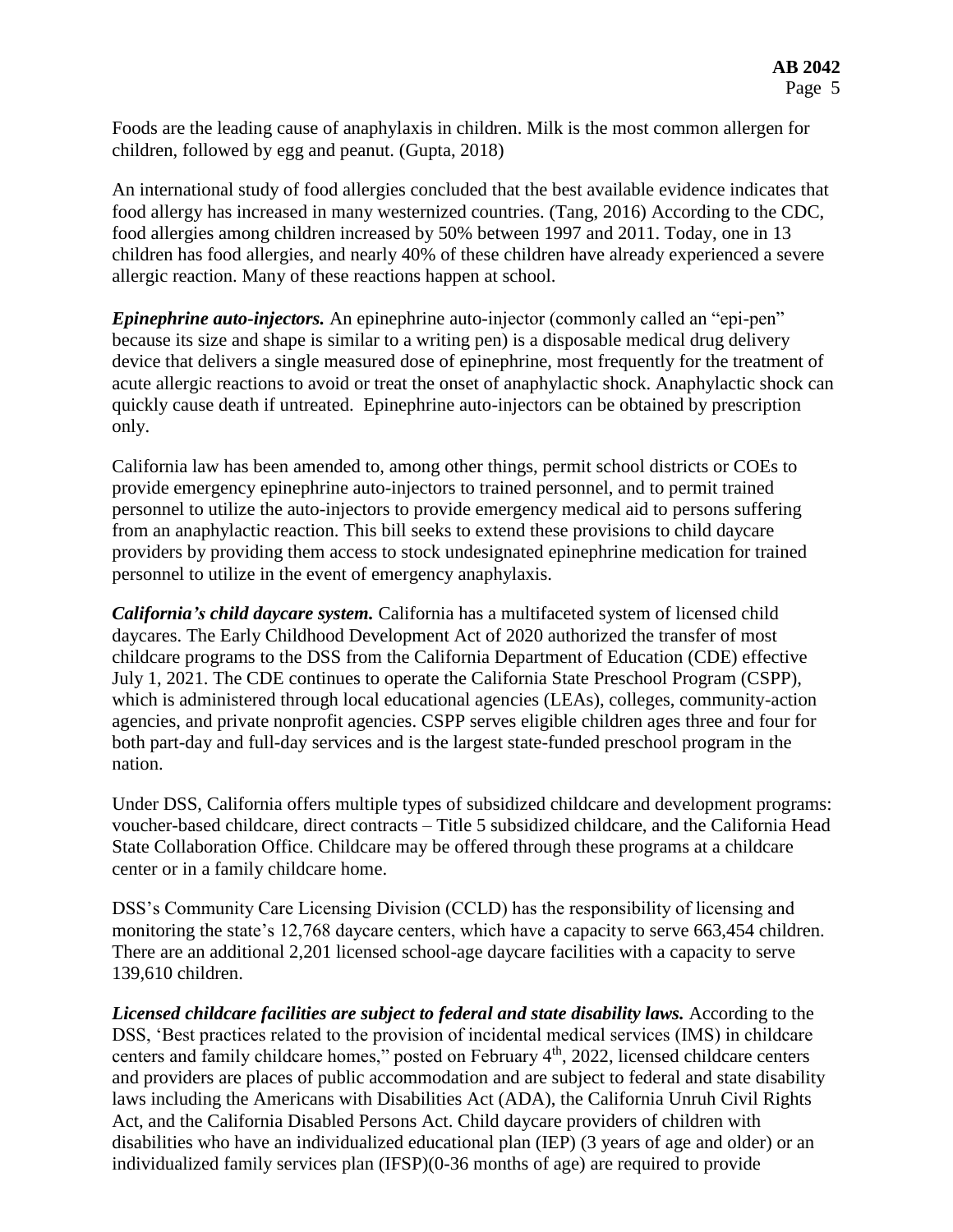Foods are the leading cause of anaphylaxis in children. Milk is the most common allergen for children, followed by egg and peanut. (Gupta, 2018)

An international study of food allergies concluded that the best available evidence indicates that food allergy has increased in many westernized countries. (Tang, 2016) According to the CDC, food allergies among children increased by 50% between 1997 and 2011. Today, one in 13 children has food allergies, and nearly 40% of these children have already experienced a severe allergic reaction. Many of these reactions happen at school.

***Epinephrine auto-injectors.*** An epinephrine auto-injector (commonly called an "epi-pen" because its size and shape is similar to a writing pen) is a disposable medical drug delivery device that delivers a single measured dose of epinephrine, most frequently for the treatment of acute allergic reactions to avoid or treat the onset of anaphylactic shock. Anaphylactic shock can quickly cause death if untreated. Epinephrine auto-injectors can be obtained by prescription only.

California law has been amended to, among other things, permit school districts or COEs to provide emergency epinephrine auto-injectors to trained personnel, and to permit trained personnel to utilize the auto-injectors to provide emergency medical aid to persons suffering from an anaphylactic reaction. This bill seeks to extend these provisions to child daycare providers by providing them access to stock undesignated epinephrine medication for trained personnel to utilize in the event of emergency anaphylaxis.

***California's child daycare system.*** California has a multifaceted system of licensed child daycares. The Early Childhood Development Act of 2020 authorized the transfer of most childcare programs to the DSS from the California Department of Education (CDE) effective July 1, 2021. The CDE continues to operate the California State Preschool Program (CSPP), which is administered through local educational agencies (LEAs), colleges, community-action agencies, and private nonprofit agencies. CSPP serves eligible children ages three and four for both part-day and full-day services and is the largest state-funded preschool program in the nation.

Under DSS, California offers multiple types of subsidized childcare and development programs: voucher-based childcare, direct contracts – Title 5 subsidized childcare, and the California Head State Collaboration Office. Childcare may be offered through these programs at a childcare center or in a family childcare home.

DSS's Community Care Licensing Division (CCLD) has the responsibility of licensing and monitoring the state's 12,768 daycare centers, which have a capacity to serve 663,454 children. There are an additional 2,201 licensed school-age daycare facilities with a capacity to serve 139,610 children.

***Licensed childcare facilities are subject to federal and state disability laws.*** According to the DSS, 'Best practices related to the provision of incidental medical services (IMS) in childcare centers and family childcare homes," posted on February 4th, 2022, licensed childcare centers and providers are places of public accommodation and are subject to federal and state disability laws including the Americans with Disabilities Act (ADA), the California Unruh Civil Rights Act, and the California Disabled Persons Act. Child daycare providers of children with disabilities who have an individualized educational plan (IEP) (3 years of age and older) or an individualized family services plan (IFSP)(0-36 months of age) are required to provide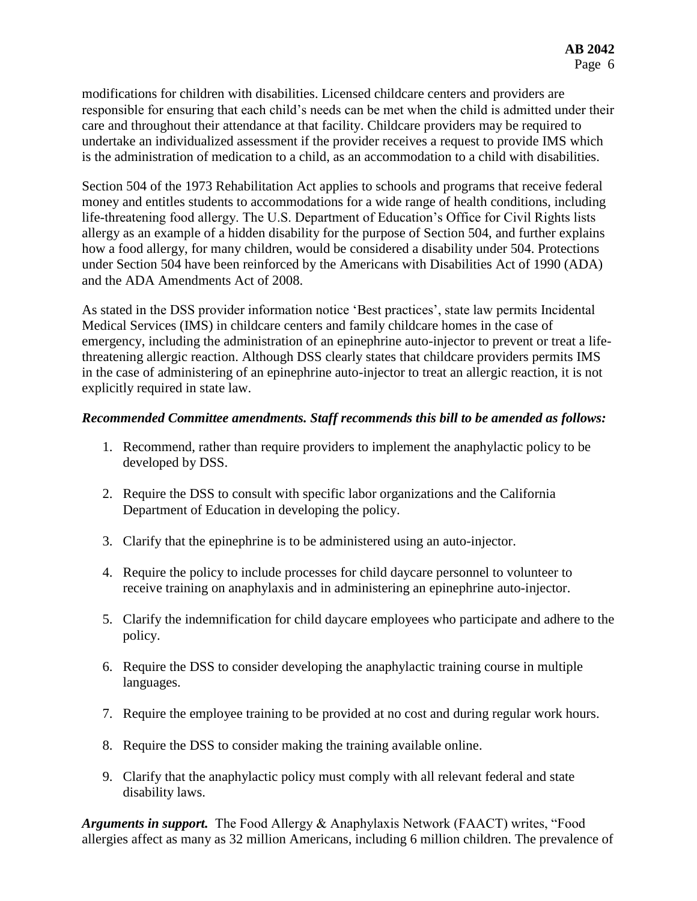modifications for children with disabilities. Licensed childcare centers and providers are responsible for ensuring that each child's needs can be met when the child is admitted under their care and throughout their attendance at that facility. Childcare providers may be required to undertake an individualized assessment if the provider receives a request to provide IMS which is the administration of medication to a child, as an accommodation to a child with disabilities.

Section 504 of the 1973 Rehabilitation Act applies to schools and programs that receive federal money and entitles students to accommodations for a wide range of health conditions, including life-threatening food allergy. The U.S. Department of Education's Office for Civil Rights lists allergy as an example of a hidden disability for the purpose of Section 504, and further explains how a food allergy, for many children, would be considered a disability under 504. Protections under Section 504 have been reinforced by the Americans with Disabilities Act of 1990 (ADA) and the ADA Amendments Act of 2008.

As stated in the DSS provider information notice 'Best practices', state law permits Incidental Medical Services (IMS) in childcare centers and family childcare homes in the case of emergency, including the administration of an epinephrine auto-injector to prevent or treat a life-threatening allergic reaction. Although DSS clearly states that childcare providers permits IMS in the case of administering of an epinephrine auto-injector to treat an allergic reaction, it is not explicitly required in state law.

***Recommended Committee amendments. Staff recommends this bill to be amended as follows:***

1. Recommend, rather than require providers to implement the anaphylactic policy to be developed by DSS.
2. Require the DSS to consult with specific labor organizations and the California Department of Education in developing the policy.
3. Clarify that the epinephrine is to be administered using an auto-injector.
4. Require the policy to include processes for child daycare personnel to volunteer to receive training on anaphylaxis and in administering an epinephrine auto-injector.
5. Clarify the indemnification for child daycare employees who participate and adhere to the policy.
6. Require the DSS to consider developing the anaphylactic training course in multiple languages.
7. Require the employee training to be provided at no cost and during regular work hours.
8. Require the DSS to consider making the training available online.
9. Clarify that the anaphylactic policy must comply with all relevant federal and state disability laws.

***Arguments in support.*** The Food Allergy & Anaphylaxis Network (FAACT) writes, "Food allergies affect as many as 32 million Americans, including 6 million children. The prevalence of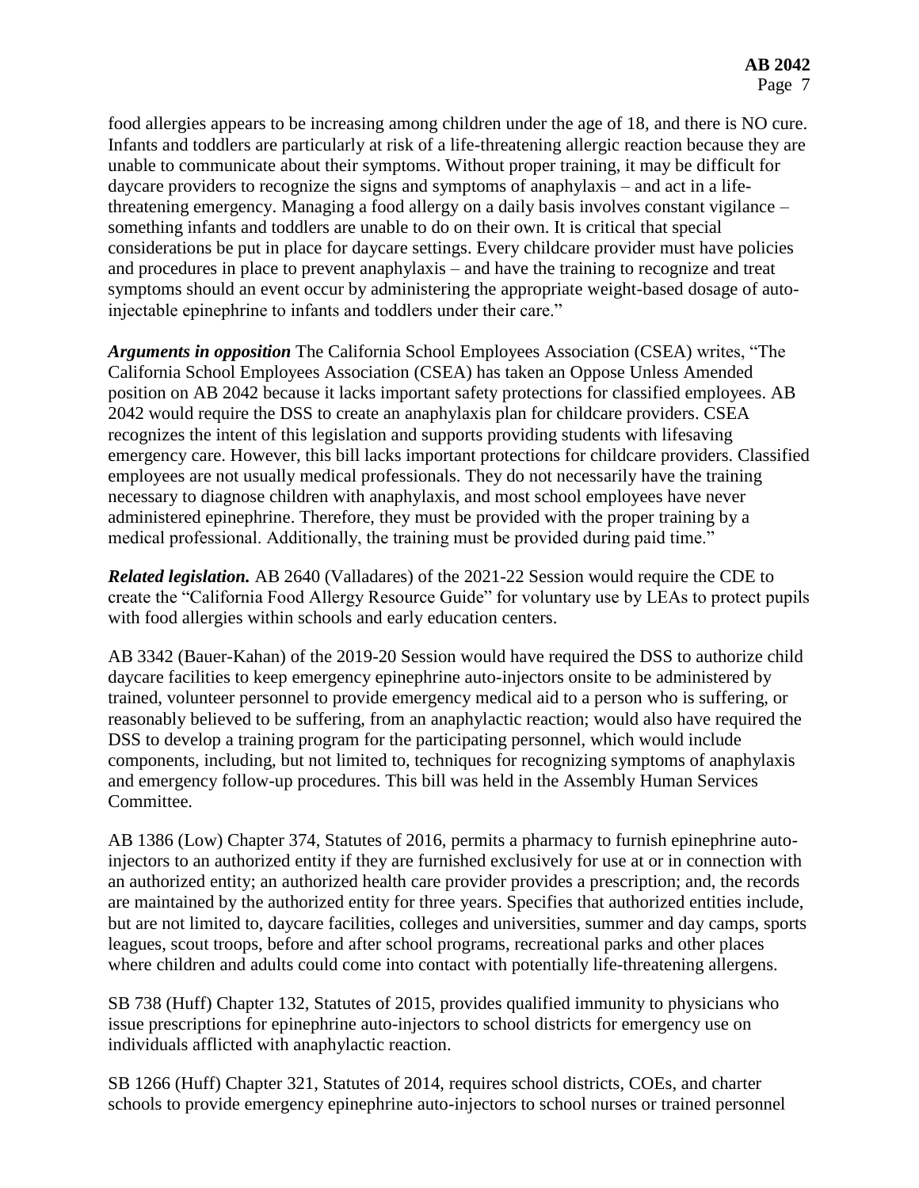food allergies appears to be increasing among children under the age of 18, and there is NO cure. Infants and toddlers are particularly at risk of a life-threatening allergic reaction because they are unable to communicate about their symptoms. Without proper training, it may be difficult for daycare providers to recognize the signs and symptoms of anaphylaxis – and act in a life-threatening emergency. Managing a food allergy on a daily basis involves constant vigilance – something infants and toddlers are unable to do on their own. It is critical that special considerations be put in place for daycare settings. Every childcare provider must have policies and procedures in place to prevent anaphylaxis – and have the training to recognize and treat symptoms should an event occur by administering the appropriate weight-based dosage of auto-injectable epinephrine to infants and toddlers under their care."

***Arguments in opposition*** The California School Employees Association (CSEA) writes, "The California School Employees Association (CSEA) has taken an Oppose Unless Amended position on AB 2042 because it lacks important safety protections for classified employees. AB 2042 would require the DSS to create an anaphylaxis plan for childcare providers. CSEA recognizes the intent of this legislation and supports providing students with lifesaving emergency care. However, this bill lacks important protections for childcare providers. Classified employees are not usually medical professionals. They do not necessarily have the training necessary to diagnose children with anaphylaxis, and most school employees have never administered epinephrine. Therefore, they must be provided with the proper training by a medical professional. Additionally, the training must be provided during paid time."

***Related legislation.*** AB 2640 (Valladares) of the 2021-22 Session would require the CDE to create the "California Food Allergy Resource Guide" for voluntary use by LEAs to protect pupils with food allergies within schools and early education centers.

AB 3342 (Bauer-Kahan) of the 2019-20 Session would have required the DSS to authorize child daycare facilities to keep emergency epinephrine auto-injectors onsite to be administered by trained, volunteer personnel to provide emergency medical aid to a person who is suffering, or reasonably believed to be suffering, from an anaphylactic reaction; would also have required the DSS to develop a training program for the participating personnel, which would include components, including, but not limited to, techniques for recognizing symptoms of anaphylaxis and emergency follow-up procedures. This bill was held in the Assembly Human Services Committee.

AB 1386 (Low) Chapter 374, Statutes of 2016, permits a pharmacy to furnish epinephrine auto-injectors to an authorized entity if they are furnished exclusively for use at or in connection with an authorized entity; an authorized health care provider provides a prescription; and, the records are maintained by the authorized entity for three years. Specifies that authorized entities include, but are not limited to, daycare facilities, colleges and universities, summer and day camps, sports leagues, scout troops, before and after school programs, recreational parks and other places where children and adults could come into contact with potentially life-threatening allergens.

SB 738 (Huff) Chapter 132, Statutes of 2015, provides qualified immunity to physicians who issue prescriptions for epinephrine auto-injectors to school districts for emergency use on individuals afflicted with anaphylactic reaction.

SB 1266 (Huff) Chapter 321, Statutes of 2014, requires school districts, COEs, and charter schools to provide emergency epinephrine auto-injectors to school nurses or trained personnel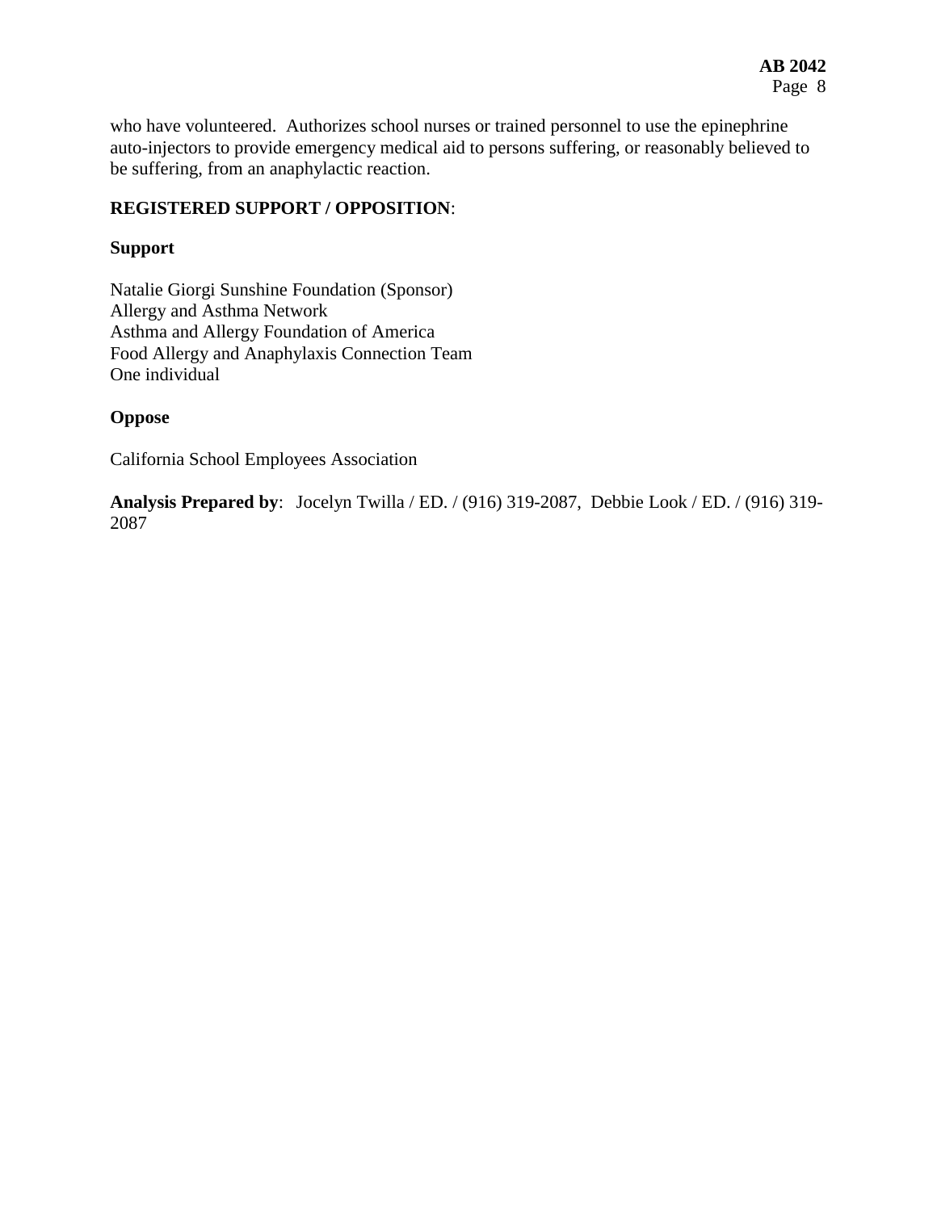who have volunteered. Authorizes school nurses or trained personnel to use the epinephrine auto-injectors to provide emergency medical aid to persons suffering, or reasonably believed to be suffering, from an anaphylactic reaction.

**REGISTERED SUPPORT / OPPOSITION**:

**Support**

Natalie Giorgi Sunshine Foundation (Sponsor)
Allergy and Asthma Network
Asthma and Allergy Foundation of America
Food Allergy and Anaphylaxis Connection Team
One individual

**Oppose**

California School Employees Association

**Analysis Prepared by**: Jocelyn Twilla / ED. / (916) 319-2087, Debbie Look / ED. / (916) 319-2087